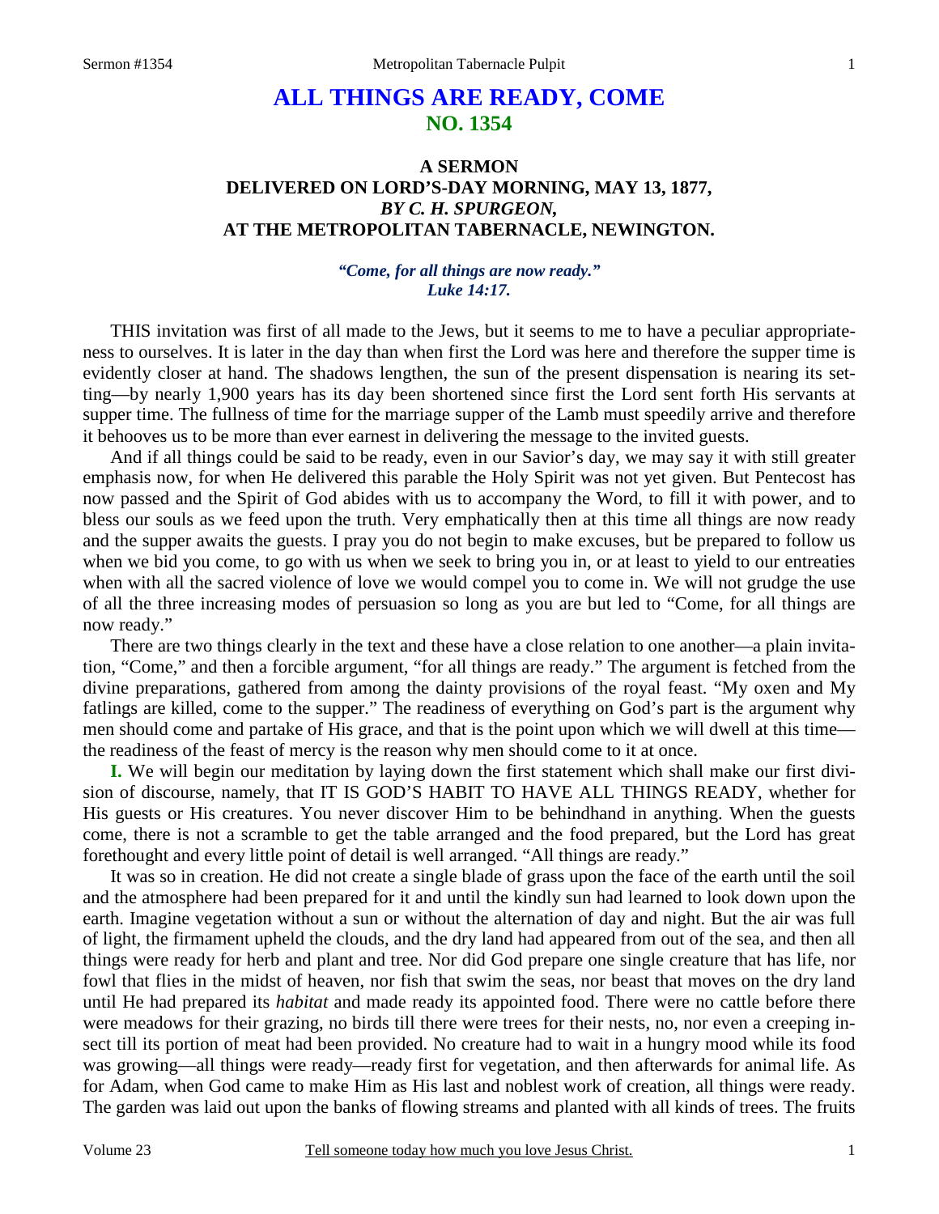# ALL THINGS ARE READY, COME
## NO. 1354

### A SERMON
### DELIVERED ON LORD'S-DAY MORNING, MAY 13, 1877,
### *BY C. H. SPURGEON,*
### AT THE METROPOLITAN TABERNACLE, NEWINGTON.

***"Come, for all things are now ready."***
***Luke 14:17.***

THIS invitation was first of all made to the Jews, but it seems to me to have a peculiar appropriateness to ourselves. It is later in the day than when first the Lord was here and therefore the supper time is evidently closer at hand. The shadows lengthen, the sun of the present dispensation is nearing its setting—by nearly 1,900 years has its day been shortened since first the Lord sent forth His servants at supper time. The fullness of time for the marriage supper of the Lamb must speedily arrive and therefore it behooves us to be more than ever earnest in delivering the message to the invited guests.

And if all things could be said to be ready, even in our Savior's day, we may say it with still greater emphasis now, for when He delivered this parable the Holy Spirit was not yet given. But Pentecost has now passed and the Spirit of God abides with us to accompany the Word, to fill it with power, and to bless our souls as we feed upon the truth. Very emphatically then at this time all things are now ready and the supper awaits the guests. I pray you do not begin to make excuses, but be prepared to follow us when we bid you come, to go with us when we seek to bring you in, or at least to yield to our entreaties when with all the sacred violence of love we would compel you to come in. We will not grudge the use of all the three increasing modes of persuasion so long as you are but led to "Come, for all things are now ready."

There are two things clearly in the text and these have a close relation to one another—a plain invitation, "Come," and then a forcible argument, "for all things are ready." The argument is fetched from the divine preparations, gathered from among the dainty provisions of the royal feast. "My oxen and My fatlings are killed, come to the supper." The readiness of everything on God's part is the argument why men should come and partake of His grace, and that is the point upon which we will dwell at this time—the readiness of the feast of mercy is the reason why men should come to it at once.

**I.** We will begin our meditation by laying down the first statement which shall make our first division of discourse, namely, that IT IS GOD'S HABIT TO HAVE ALL THINGS READY, whether for His guests or His creatures. You never discover Him to be behindhand in anything. When the guests come, there is not a scramble to get the table arranged and the food prepared, but the Lord has great forethought and every little point of detail is well arranged. "All things are ready."

It was so in creation. He did not create a single blade of grass upon the face of the earth until the soil and the atmosphere had been prepared for it and until the kindly sun had learned to look down upon the earth. Imagine vegetation without a sun or without the alternation of day and night. But the air was full of light, the firmament upheld the clouds, and the dry land had appeared from out of the sea, and then all things were ready for herb and plant and tree. Nor did God prepare one single creature that has life, nor fowl that flies in the midst of heaven, nor fish that swim the seas, nor beast that moves on the dry land until He had prepared its *habitat* and made ready its appointed food. There were no cattle before there were meadows for their grazing, no birds till there were trees for their nests, no, nor even a creeping insect till its portion of meat had been provided. No creature had to wait in a hungry mood while its food was growing—all things were ready—ready first for vegetation, and then afterwards for animal life. As for Adam, when God came to make Him as His last and noblest work of creation, all things were ready. The garden was laid out upon the banks of flowing streams and planted with all kinds of trees. The fruits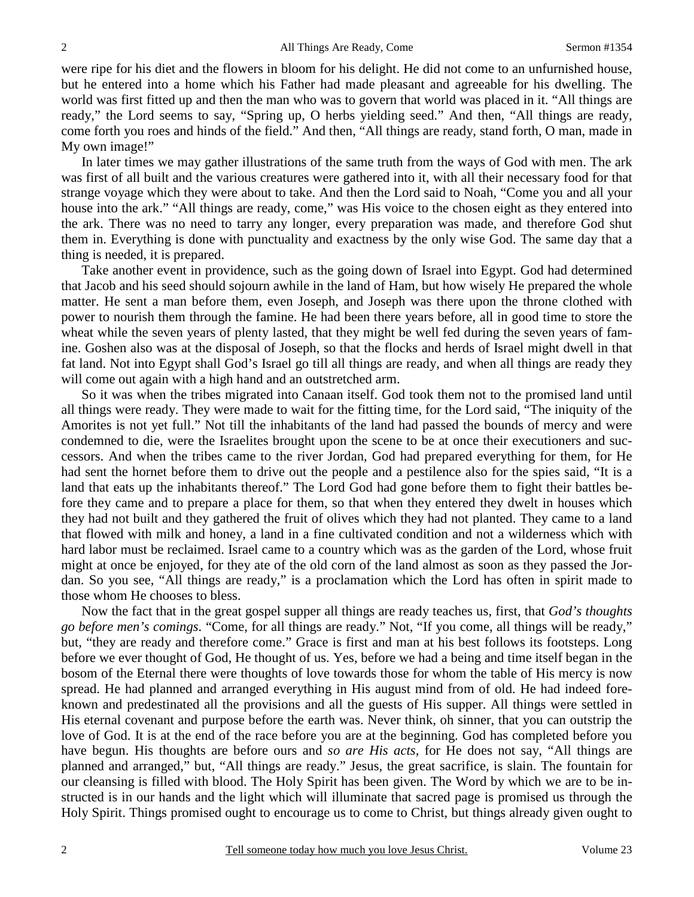were ripe for his diet and the flowers in bloom for his delight. He did not come to an unfurnished house, but he entered into a home which his Father had made pleasant and agreeable for his dwelling. The world was first fitted up and then the man who was to govern that world was placed in it. "All things are ready," the Lord seems to say, "Spring up, O herbs yielding seed." And then, "All things are ready, come forth you roes and hinds of the field." And then, "All things are ready, stand forth, O man, made in My own image!"

In later times we may gather illustrations of the same truth from the ways of God with men. The ark was first of all built and the various creatures were gathered into it, with all their necessary food for that strange voyage which they were about to take. And then the Lord said to Noah, "Come you and all your house into the ark." "All things are ready, come," was His voice to the chosen eight as they entered into the ark. There was no need to tarry any longer, every preparation was made, and therefore God shut them in. Everything is done with punctuality and exactness by the only wise God. The same day that a thing is needed, it is prepared.

Take another event in providence, such as the going down of Israel into Egypt. God had determined that Jacob and his seed should sojourn awhile in the land of Ham, but how wisely He prepared the whole matter. He sent a man before them, even Joseph, and Joseph was there upon the throne clothed with power to nourish them through the famine. He had been there years before, all in good time to store the wheat while the seven years of plenty lasted, that they might be well fed during the seven years of famine. Goshen also was at the disposal of Joseph, so that the flocks and herds of Israel might dwell in that fat land. Not into Egypt shall God's Israel go till all things are ready, and when all things are ready they will come out again with a high hand and an outstretched arm.

So it was when the tribes migrated into Canaan itself. God took them not to the promised land until all things were ready. They were made to wait for the fitting time, for the Lord said, "The iniquity of the Amorites is not yet full." Not till the inhabitants of the land had passed the bounds of mercy and were condemned to die, were the Israelites brought upon the scene to be at once their executioners and successors. And when the tribes came to the river Jordan, God had prepared everything for them, for He had sent the hornet before them to drive out the people and a pestilence also for the spies said, "It is a land that eats up the inhabitants thereof." The Lord God had gone before them to fight their battles before they came and to prepare a place for them, so that when they entered they dwelt in houses which they had not built and they gathered the fruit of olives which they had not planted. They came to a land that flowed with milk and honey, a land in a fine cultivated condition and not a wilderness which with hard labor must be reclaimed. Israel came to a country which was as the garden of the Lord, whose fruit might at once be enjoyed, for they ate of the old corn of the land almost as soon as they passed the Jordan. So you see, "All things are ready," is a proclamation which the Lord has often in spirit made to those whom He chooses to bless.

Now the fact that in the great gospel supper all things are ready teaches us, first, that *God's thoughts go before men's comings*. "Come, for all things are ready." Not, "If you come, all things will be ready," but, "they are ready and therefore come." Grace is first and man at his best follows its footsteps. Long before we ever thought of God, He thought of us. Yes, before we had a being and time itself began in the bosom of the Eternal there were thoughts of love towards those for whom the table of His mercy is now spread. He had planned and arranged everything in His august mind from of old. He had indeed foreknown and predestinated all the provisions and all the guests of His supper. All things were settled in His eternal covenant and purpose before the earth was. Never think, oh sinner, that you can outstrip the love of God. It is at the end of the race before you are at the beginning. God has completed before you have begun. His thoughts are before ours and *so are His acts*, for He does not say, "All things are planned and arranged," but, "All things are ready." Jesus, the great sacrifice, is slain. The fountain for our cleansing is filled with blood. The Holy Spirit has been given. The Word by which we are to be instructed is in our hands and the light which will illuminate that sacred page is promised us through the Holy Spirit. Things promised ought to encourage us to come to Christ, but things already given ought to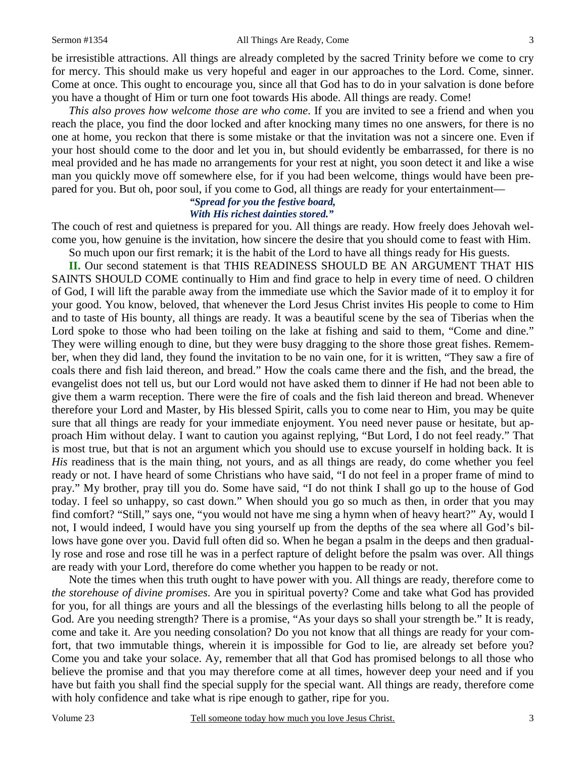be irresistible attractions. All things are already completed by the sacred Trinity before we come to cry for mercy. This should make us very hopeful and eager in our approaches to the Lord. Come, sinner. Come at once. This ought to encourage you, since all that God has to do in your salvation is done before you have a thought of Him or turn one foot towards His abode. All things are ready. Come!

*This also proves how welcome those are who come*. If you are invited to see a friend and when you reach the place, you find the door locked and after knocking many times no one answers, for there is no one at home, you reckon that there is some mistake or that the invitation was not a sincere one. Even if your host should come to the door and let you in, but should evidently be embarrassed, for there is no meal provided and he has made no arrangements for your rest at night, you soon detect it and like a wise man you quickly move off somewhere else, for if you had been welcome, things would have been prepared for you. But oh, poor soul, if you come to God, all things are ready for your entertainment—

> ***"Spread for you the festive board,***
> ***With His richest dainties stored."***

The couch of rest and quietness is prepared for you. All things are ready. How freely does Jehovah welcome you, how genuine is the invitation, how sincere the desire that you should come to feast with Him.

So much upon our first remark; it is the habit of the Lord to have all things ready for His guests.

**II.** Our second statement is that THIS READINESS SHOULD BE AN ARGUMENT THAT HIS SAINTS SHOULD COME continually to Him and find grace to help in every time of need. O children of God, I will lift the parable away from the immediate use which the Savior made of it to employ it for your good. You know, beloved, that whenever the Lord Jesus Christ invites His people to come to Him and to taste of His bounty, all things are ready. It was a beautiful scene by the sea of Tiberias when the Lord spoke to those who had been toiling on the lake at fishing and said to them, "Come and dine." They were willing enough to dine, but they were busy dragging to the shore those great fishes. Remember, when they did land, they found the invitation to be no vain one, for it is written, "They saw a fire of coals there and fish laid thereon, and bread." How the coals came there and the fish, and the bread, the evangelist does not tell us, but our Lord would not have asked them to dinner if He had not been able to give them a warm reception. There were the fire of coals and the fish laid thereon and bread. Whenever therefore your Lord and Master, by His blessed Spirit, calls you to come near to Him, you may be quite sure that all things are ready for your immediate enjoyment. You need never pause or hesitate, but approach Him without delay. I want to caution you against replying, "But Lord, I do not feel ready." That is most true, but that is not an argument which you should use to excuse yourself in holding back. It is *His* readiness that is the main thing, not yours, and as all things are ready, do come whether you feel ready or not. I have heard of some Christians who have said, "I do not feel in a proper frame of mind to pray." My brother, pray till you do. Some have said, "I do not think I shall go up to the house of God today. I feel so unhappy, so cast down." When should you go so much as then, in order that you may find comfort? "Still," says one, "you would not have me sing a hymn when of heavy heart?" Ay, would I not, I would indeed, I would have you sing yourself up from the depths of the sea where all God's billows have gone over you. David full often did so. When he began a psalm in the deeps and then gradually rose and rose and rose till he was in a perfect rapture of delight before the psalm was over. All things are ready with your Lord, therefore do come whether you happen to be ready or not.

Note the times when this truth ought to have power with you. All things are ready, therefore come to *the storehouse of divine promises*. Are you in spiritual poverty? Come and take what God has provided for you, for all things are yours and all the blessings of the everlasting hills belong to all the people of God. Are you needing strength? There is a promise, "As your days so shall your strength be." It is ready, come and take it. Are you needing consolation? Do you not know that all things are ready for your comfort, that two immutable things, wherein it is impossible for God to lie, are already set before you? Come you and take your solace. Ay, remember that all that God has promised belongs to all those who believe the promise and that you may therefore come at all times, however deep your need and if you have but faith you shall find the special supply for the special want. All things are ready, therefore come with holy confidence and take what is ripe enough to gather, ripe for you.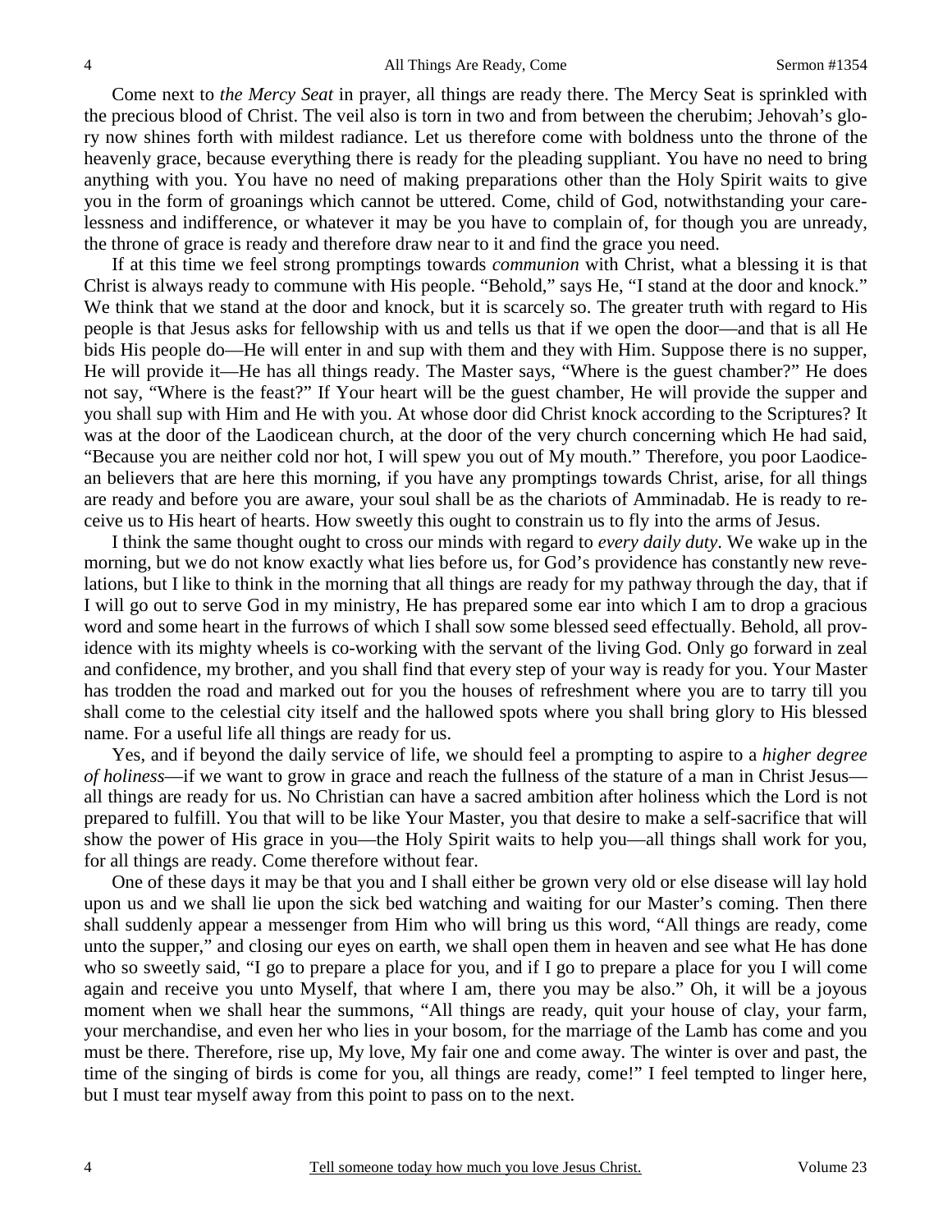Come next to *the Mercy Seat* in prayer, all things are ready there. The Mercy Seat is sprinkled with the precious blood of Christ. The veil also is torn in two and from between the cherubim; Jehovah's glory now shines forth with mildest radiance. Let us therefore come with boldness unto the throne of the heavenly grace, because everything there is ready for the pleading suppliant. You have no need to bring anything with you. You have no need of making preparations other than the Holy Spirit waits to give you in the form of groanings which cannot be uttered. Come, child of God, notwithstanding your carelessness and indifference, or whatever it may be you have to complain of, for though you are unready, the throne of grace is ready and therefore draw near to it and find the grace you need.

If at this time we feel strong promptings towards *communion* with Christ, what a blessing it is that Christ is always ready to commune with His people. "Behold," says He, "I stand at the door and knock." We think that we stand at the door and knock, but it is scarcely so. The greater truth with regard to His people is that Jesus asks for fellowship with us and tells us that if we open the door—and that is all He bids His people do—He will enter in and sup with them and they with Him. Suppose there is no supper, He will provide it—He has all things ready. The Master says, "Where is the guest chamber?" He does not say, "Where is the feast?" If Your heart will be the guest chamber, He will provide the supper and you shall sup with Him and He with you. At whose door did Christ knock according to the Scriptures? It was at the door of the Laodicean church, at the door of the very church concerning which He had said, "Because you are neither cold nor hot, I will spew you out of My mouth." Therefore, you poor Laodicean believers that are here this morning, if you have any promptings towards Christ, arise, for all things are ready and before you are aware, your soul shall be as the chariots of Amminadab. He is ready to receive us to His heart of hearts. How sweetly this ought to constrain us to fly into the arms of Jesus.

I think the same thought ought to cross our minds with regard to *every daily duty*. We wake up in the morning, but we do not know exactly what lies before us, for God's providence has constantly new revelations, but I like to think in the morning that all things are ready for my pathway through the day, that if I will go out to serve God in my ministry, He has prepared some ear into which I am to drop a gracious word and some heart in the furrows of which I shall sow some blessed seed effectually. Behold, all providence with its mighty wheels is co-working with the servant of the living God. Only go forward in zeal and confidence, my brother, and you shall find that every step of your way is ready for you. Your Master has trodden the road and marked out for you the houses of refreshment where you are to tarry till you shall come to the celestial city itself and the hallowed spots where you shall bring glory to His blessed name. For a useful life all things are ready for us.

Yes, and if beyond the daily service of life, we should feel a prompting to aspire to a *higher degree of holiness*—if we want to grow in grace and reach the fullness of the stature of a man in Christ Jesus—all things are ready for us. No Christian can have a sacred ambition after holiness which the Lord is not prepared to fulfill. You that will to be like Your Master, you that desire to make a self-sacrifice that will show the power of His grace in you—the Holy Spirit waits to help you—all things shall work for you, for all things are ready. Come therefore without fear.

One of these days it may be that you and I shall either be grown very old or else disease will lay hold upon us and we shall lie upon the sick bed watching and waiting for our Master's coming. Then there shall suddenly appear a messenger from Him who will bring us this word, "All things are ready, come unto the supper," and closing our eyes on earth, we shall open them in heaven and see what He has done who so sweetly said, "I go to prepare a place for you, and if I go to prepare a place for you I will come again and receive you unto Myself, that where I am, there you may be also." Oh, it will be a joyous moment when we shall hear the summons, "All things are ready, quit your house of clay, your farm, your merchandise, and even her who lies in your bosom, for the marriage of the Lamb has come and you must be there. Therefore, rise up, My love, My fair one and come away. The winter is over and past, the time of the singing of birds is come for you, all things are ready, come!" I feel tempted to linger here, but I must tear myself away from this point to pass on to the next.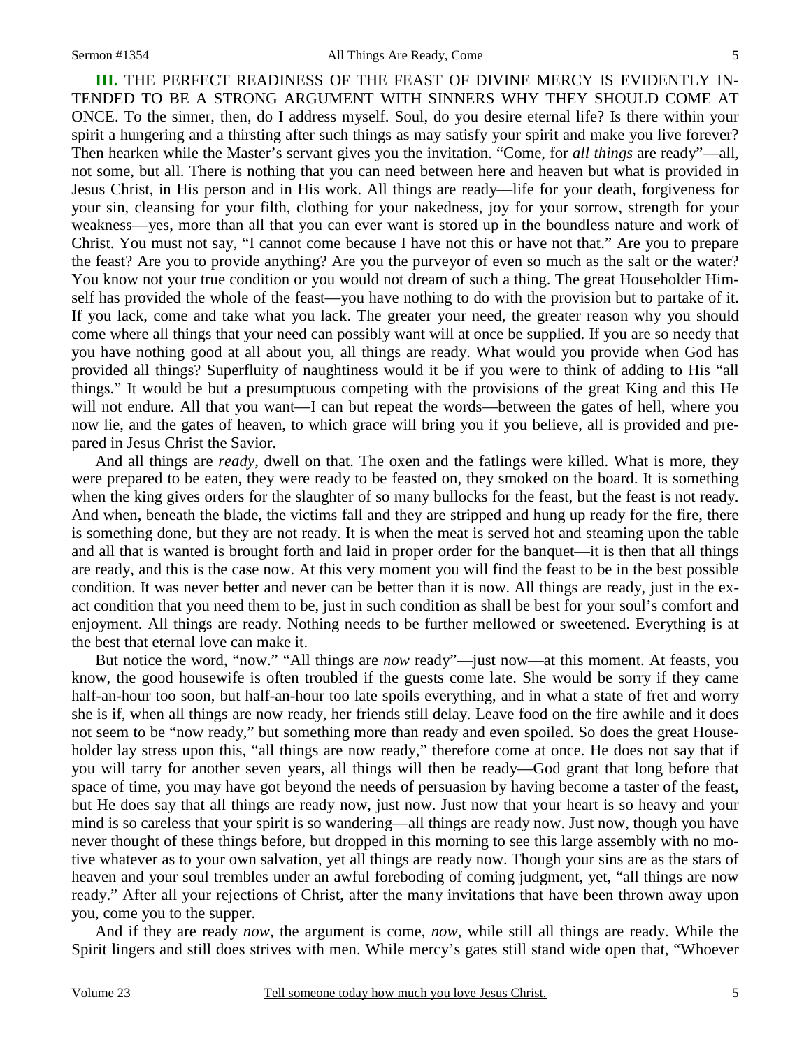**III.** THE PERFECT READINESS OF THE FEAST OF DIVINE MERCY IS EVIDENTLY INTENDED TO BE A STRONG ARGUMENT WITH SINNERS WHY THEY SHOULD COME AT ONCE. To the sinner, then, do I address myself. Soul, do you desire eternal life? Is there within your spirit a hungering and a thirsting after such things as may satisfy your spirit and make you live forever? Then hearken while the Master's servant gives you the invitation. "Come, for *all things* are ready"—all, not some, but all. There is nothing that you can need between here and heaven but what is provided in Jesus Christ, in His person and in His work. All things are ready—life for your death, forgiveness for your sin, cleansing for your filth, clothing for your nakedness, joy for your sorrow, strength for your weakness—yes, more than all that you can ever want is stored up in the boundless nature and work of Christ. You must not say, "I cannot come because I have not this or have not that." Are you to prepare the feast? Are you to provide anything? Are you the purveyor of even so much as the salt or the water? You know not your true condition or you would not dream of such a thing. The great Householder Himself has provided the whole of the feast—you have nothing to do with the provision but to partake of it. If you lack, come and take what you lack. The greater your need, the greater reason why you should come where all things that your need can possibly want will at once be supplied. If you are so needy that you have nothing good at all about you, all things are ready. What would you provide when God has provided all things? Superfluity of naughtiness would it be if you were to think of adding to His "all things." It would be but a presumptuous competing with the provisions of the great King and this He will not endure. All that you want—I can but repeat the words—between the gates of hell, where you now lie, and the gates of heaven, to which grace will bring you if you believe, all is provided and prepared in Jesus Christ the Savior.

And all things are *ready,* dwell on that. The oxen and the fatlings were killed. What is more, they were prepared to be eaten, they were ready to be feasted on, they smoked on the board. It is something when the king gives orders for the slaughter of so many bullocks for the feast, but the feast is not ready. And when, beneath the blade, the victims fall and they are stripped and hung up ready for the fire, there is something done, but they are not ready. It is when the meat is served hot and steaming upon the table and all that is wanted is brought forth and laid in proper order for the banquet—it is then that all things are ready, and this is the case now. At this very moment you will find the feast to be in the best possible condition. It was never better and never can be better than it is now. All things are ready, just in the exact condition that you need them to be, just in such condition as shall be best for your soul's comfort and enjoyment. All things are ready. Nothing needs to be further mellowed or sweetened. Everything is at the best that eternal love can make it.

But notice the word, "now." "All things are *now* ready"—just now—at this moment. At feasts, you know, the good housewife is often troubled if the guests come late. She would be sorry if they came half-an-hour too soon, but half-an-hour too late spoils everything, and in what a state of fret and worry she is if, when all things are now ready, her friends still delay. Leave food on the fire awhile and it does not seem to be "now ready," but something more than ready and even spoiled. So does the great Householder lay stress upon this, "all things are now ready," therefore come at once. He does not say that if you will tarry for another seven years, all things will then be ready—God grant that long before that space of time, you may have got beyond the needs of persuasion by having become a taster of the feast, but He does say that all things are ready now, just now. Just now that your heart is so heavy and your mind is so careless that your spirit is so wandering—all things are ready now. Just now, though you have never thought of these things before, but dropped in this morning to see this large assembly with no motive whatever as to your own salvation, yet all things are ready now. Though your sins are as the stars of heaven and your soul trembles under an awful foreboding of coming judgment, yet, "all things are now ready." After all your rejections of Christ, after the many invitations that have been thrown away upon you, come you to the supper.

And if they are ready *now*, the argument is come, *now*, while still all things are ready. While the Spirit lingers and still does strives with men. While mercy's gates still stand wide open that, "Whoever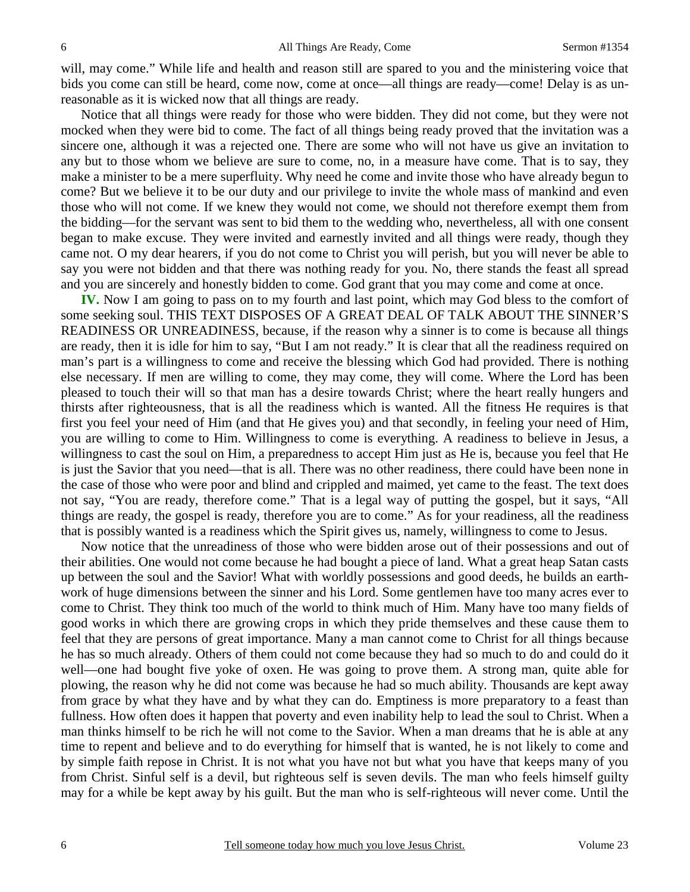will, may come." While life and health and reason still are spared to you and the ministering voice that bids you come can still be heard, come now, come at once—all things are ready—come! Delay is as unreasonable as it is wicked now that all things are ready.

Notice that all things were ready for those who were bidden. They did not come, but they were not mocked when they were bid to come. The fact of all things being ready proved that the invitation was a sincere one, although it was a rejected one. There are some who will not have us give an invitation to any but to those whom we believe are sure to come, no, in a measure have come. That is to say, they make a minister to be a mere superfluity. Why need he come and invite those who have already begun to come? But we believe it to be our duty and our privilege to invite the whole mass of mankind and even those who will not come. If we knew they would not come, we should not therefore exempt them from the bidding—for the servant was sent to bid them to the wedding who, nevertheless, all with one consent began to make excuse. They were invited and earnestly invited and all things were ready, though they came not. O my dear hearers, if you do not come to Christ you will perish, but you will never be able to say you were not bidden and that there was nothing ready for you. No, there stands the feast all spread and you are sincerely and honestly bidden to come. God grant that you may come and come at once.

**IV.** Now I am going to pass on to my fourth and last point, which may God bless to the comfort of some seeking soul. THIS TEXT DISPOSES OF A GREAT DEAL OF TALK ABOUT THE SINNER'S READINESS OR UNREADINESS, because, if the reason why a sinner is to come is because all things are ready, then it is idle for him to say, "But I am not ready." It is clear that all the readiness required on man's part is a willingness to come and receive the blessing which God had provided. There is nothing else necessary. If men are willing to come, they may come, they will come. Where the Lord has been pleased to touch their will so that man has a desire towards Christ; where the heart really hungers and thirsts after righteousness, that is all the readiness which is wanted. All the fitness He requires is that first you feel your need of Him (and that He gives you) and that secondly, in feeling your need of Him, you are willing to come to Him. Willingness to come is everything. A readiness to believe in Jesus, a willingness to cast the soul on Him, a preparedness to accept Him just as He is, because you feel that He is just the Savior that you need—that is all. There was no other readiness, there could have been none in the case of those who were poor and blind and crippled and maimed, yet came to the feast. The text does not say, "You are ready, therefore come." That is a legal way of putting the gospel, but it says, "All things are ready, the gospel is ready, therefore you are to come." As for your readiness, all the readiness that is possibly wanted is a readiness which the Spirit gives us, namely, willingness to come to Jesus.

Now notice that the unreadiness of those who were bidden arose out of their possessions and out of their abilities. One would not come because he had bought a piece of land. What a great heap Satan casts up between the soul and the Savior! What with worldly possessions and good deeds, he builds an earthwork of huge dimensions between the sinner and his Lord. Some gentlemen have too many acres ever to come to Christ. They think too much of the world to think much of Him. Many have too many fields of good works in which there are growing crops in which they pride themselves and these cause them to feel that they are persons of great importance. Many a man cannot come to Christ for all things because he has so much already. Others of them could not come because they had so much to do and could do it well—one had bought five yoke of oxen. He was going to prove them. A strong man, quite able for plowing, the reason why he did not come was because he had so much ability. Thousands are kept away from grace by what they have and by what they can do. Emptiness is more preparatory to a feast than fullness. How often does it happen that poverty and even inability help to lead the soul to Christ. When a man thinks himself to be rich he will not come to the Savior. When a man dreams that he is able at any time to repent and believe and to do everything for himself that is wanted, he is not likely to come and by simple faith repose in Christ. It is not what you have not but what you have that keeps many of you from Christ. Sinful self is a devil, but righteous self is seven devils. The man who feels himself guilty may for a while be kept away by his guilt. But the man who is self-righteous will never come. Until the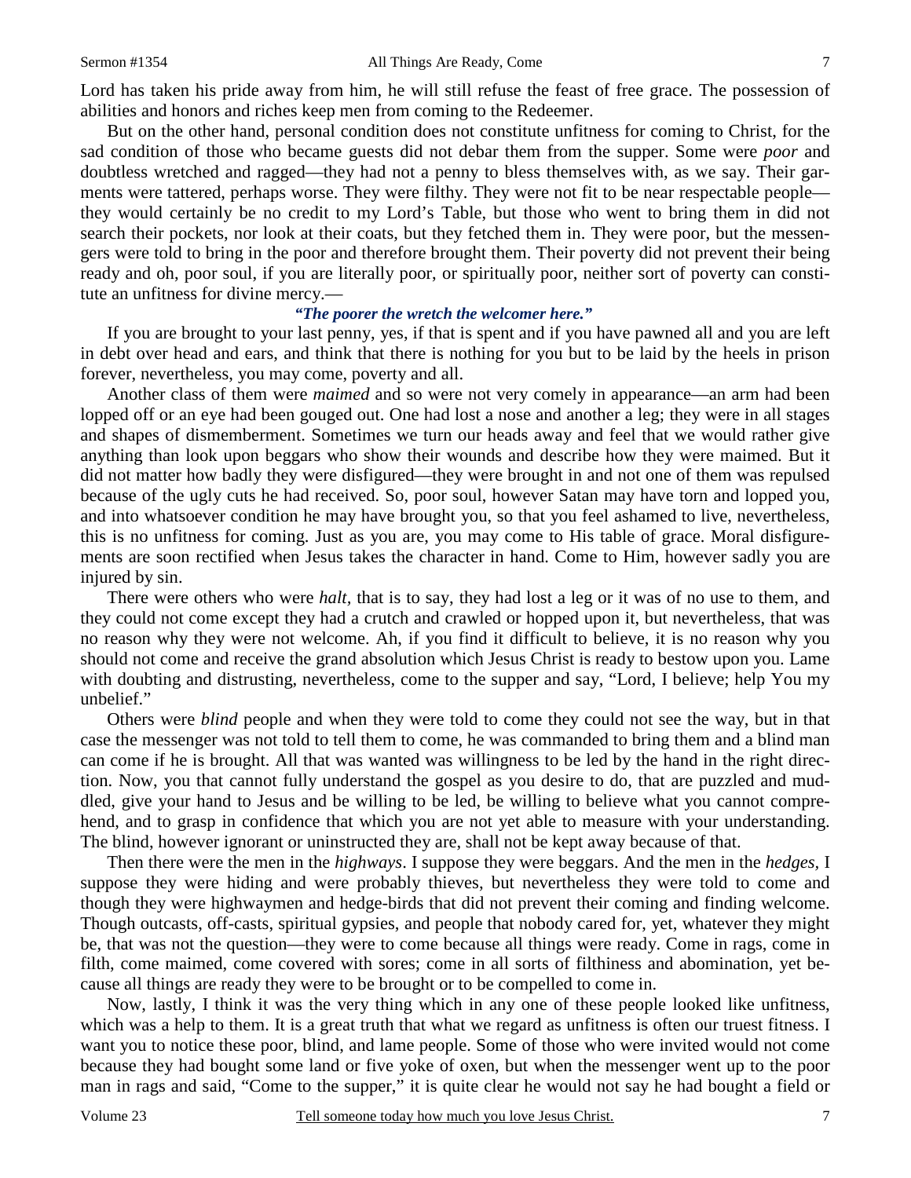Lord has taken his pride away from him, he will still refuse the feast of free grace. The possession of abilities and honors and riches keep men from coming to the Redeemer.

But on the other hand, personal condition does not constitute unfitness for coming to Christ, for the sad condition of those who became guests did not debar them from the supper. Some were *poor* and doubtless wretched and ragged—they had not a penny to bless themselves with, as we say. Their garments were tattered, perhaps worse. They were filthy. They were not fit to be near respectable people—they would certainly be no credit to my Lord's Table, but those who went to bring them in did not search their pockets, nor look at their coats, but they fetched them in. They were poor, but the messengers were told to bring in the poor and therefore brought them. Their poverty did not prevent their being ready and oh, poor soul, if you are literally poor, or spiritually poor, neither sort of poverty can constitute an unfitness for divine mercy.—

***"The poorer the wretch the welcomer here."***

If you are brought to your last penny, yes, if that is spent and if you have pawned all and you are left in debt over head and ears, and think that there is nothing for you but to be laid by the heels in prison forever, nevertheless, you may come, poverty and all.

Another class of them were *maimed* and so were not very comely in appearance—an arm had been lopped off or an eye had been gouged out. One had lost a nose and another a leg; they were in all stages and shapes of dismemberment. Sometimes we turn our heads away and feel that we would rather give anything than look upon beggars who show their wounds and describe how they were maimed. But it did not matter how badly they were disfigured—they were brought in and not one of them was repulsed because of the ugly cuts he had received. So, poor soul, however Satan may have torn and lopped you, and into whatsoever condition he may have brought you, so that you feel ashamed to live, nevertheless, this is no unfitness for coming. Just as you are, you may come to His table of grace. Moral disfigurements are soon rectified when Jesus takes the character in hand. Come to Him, however sadly you are injured by sin.

There were others who were *halt*, that is to say, they had lost a leg or it was of no use to them, and they could not come except they had a crutch and crawled or hopped upon it, but nevertheless, that was no reason why they were not welcome. Ah, if you find it difficult to believe, it is no reason why you should not come and receive the grand absolution which Jesus Christ is ready to bestow upon you. Lame with doubting and distrusting, nevertheless, come to the supper and say, "Lord, I believe; help You my unbelief."

Others were *blind* people and when they were told to come they could not see the way, but in that case the messenger was not told to tell them to come, he was commanded to bring them and a blind man can come if he is brought. All that was wanted was willingness to be led by the hand in the right direction. Now, you that cannot fully understand the gospel as you desire to do, that are puzzled and muddled, give your hand to Jesus and be willing to be led, be willing to believe what you cannot comprehend, and to grasp in confidence that which you are not yet able to measure with your understanding. The blind, however ignorant or uninstructed they are, shall not be kept away because of that.

Then there were the men in the *highways*. I suppose they were beggars. And the men in the *hedges*, I suppose they were hiding and were probably thieves, but nevertheless they were told to come and though they were highwaymen and hedge-birds that did not prevent their coming and finding welcome. Though outcasts, off-casts, spiritual gypsies, and people that nobody cared for, yet, whatever they might be, that was not the question—they were to come because all things were ready. Come in rags, come in filth, come maimed, come covered with sores; come in all sorts of filthiness and abomination, yet because all things are ready they were to be brought or to be compelled to come in.

Now, lastly, I think it was the very thing which in any one of these people looked like unfitness, which was a help to them. It is a great truth that what we regard as unfitness is often our truest fitness. I want you to notice these poor, blind, and lame people. Some of those who were invited would not come because they had bought some land or five yoke of oxen, but when the messenger went up to the poor man in rags and said, "Come to the supper," it is quite clear he would not say he had bought a field or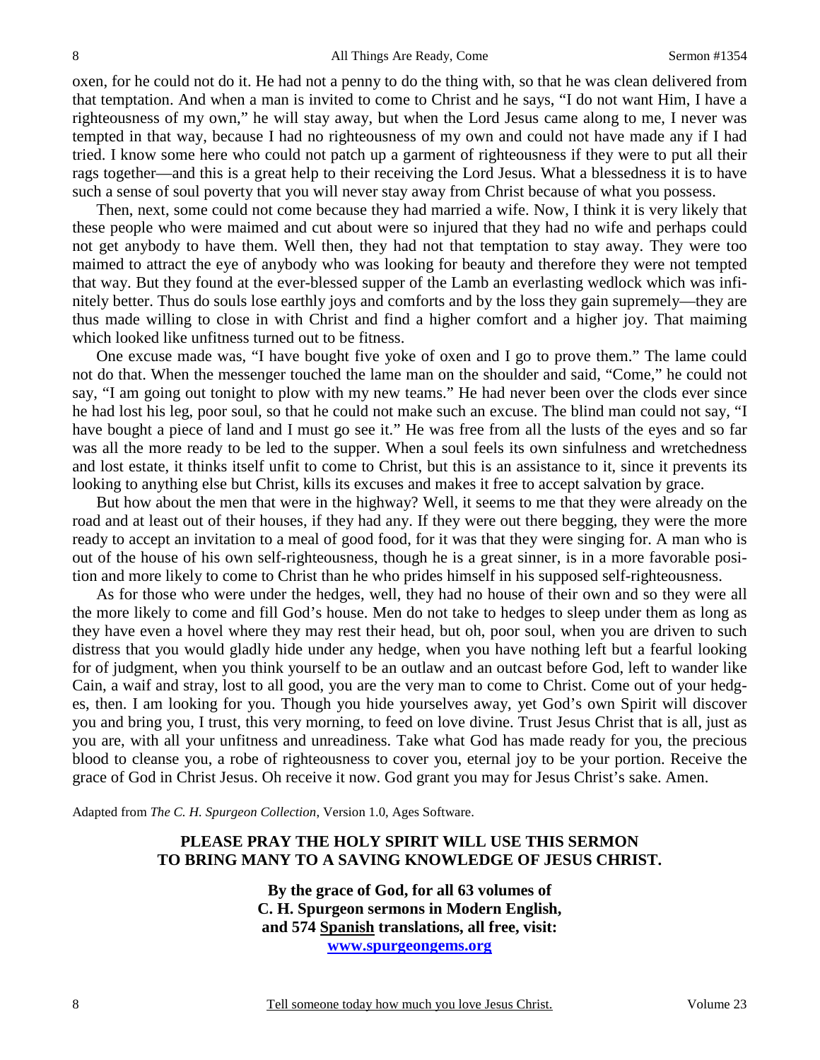oxen, for he could not do it. He had not a penny to do the thing with, so that he was clean delivered from that temptation. And when a man is invited to come to Christ and he says, "I do not want Him, I have a righteousness of my own," he will stay away, but when the Lord Jesus came along to me, I never was tempted in that way, because I had no righteousness of my own and could not have made any if I had tried. I know some here who could not patch up a garment of righteousness if they were to put all their rags together—and this is a great help to their receiving the Lord Jesus. What a blessedness it is to have such a sense of soul poverty that you will never stay away from Christ because of what you possess.

Then, next, some could not come because they had married a wife. Now, I think it is very likely that these people who were maimed and cut about were so injured that they had no wife and perhaps could not get anybody to have them. Well then, they had not that temptation to stay away. They were too maimed to attract the eye of anybody who was looking for beauty and therefore they were not tempted that way. But they found at the ever-blessed supper of the Lamb an everlasting wedlock which was infinitely better. Thus do souls lose earthly joys and comforts and by the loss they gain supremely—they are thus made willing to close in with Christ and find a higher comfort and a higher joy. That maiming which looked like unfitness turned out to be fitness.

One excuse made was, "I have bought five yoke of oxen and I go to prove them." The lame could not do that. When the messenger touched the lame man on the shoulder and said, "Come," he could not say, "I am going out tonight to plow with my new teams." He had never been over the clods ever since he had lost his leg, poor soul, so that he could not make such an excuse. The blind man could not say, "I have bought a piece of land and I must go see it." He was free from all the lusts of the eyes and so far was all the more ready to be led to the supper. When a soul feels its own sinfulness and wretchedness and lost estate, it thinks itself unfit to come to Christ, but this is an assistance to it, since it prevents its looking to anything else but Christ, kills its excuses and makes it free to accept salvation by grace.

But how about the men that were in the highway? Well, it seems to me that they were already on the road and at least out of their houses, if they had any. If they were out there begging, they were the more ready to accept an invitation to a meal of good food, for it was that they were singing for. A man who is out of the house of his own self-righteousness, though he is a great sinner, is in a more favorable position and more likely to come to Christ than he who prides himself in his supposed self-righteousness.

As for those who were under the hedges, well, they had no house of their own and so they were all the more likely to come and fill God's house. Men do not take to hedges to sleep under them as long as they have even a hovel where they may rest their head, but oh, poor soul, when you are driven to such distress that you would gladly hide under any hedge, when you have nothing left but a fearful looking for of judgment, when you think yourself to be an outlaw and an outcast before God, left to wander like Cain, a waif and stray, lost to all good, you are the very man to come to Christ. Come out of your hedges, then. I am looking for you. Though you hide yourselves away, yet God's own Spirit will discover you and bring you, I trust, this very morning, to feed on love divine. Trust Jesus Christ that is all, just as you are, with all your unfitness and unreadiness. Take what God has made ready for you, the precious blood to cleanse you, a robe of righteousness to cover you, eternal joy to be your portion. Receive the grace of God in Christ Jesus. Oh receive it now. God grant you may for Jesus Christ's sake. Amen.

Adapted from *The C. H. Spurgeon Collection*, Version 1.0, Ages Software.

**PLEASE PRAY THE HOLY SPIRIT WILL USE THIS SERMON TO BRING MANY TO A SAVING KNOWLEDGE OF JESUS CHRIST.**

**By the grace of God, for all 63 volumes of C. H. Spurgeon sermons in Modern English, and 574 Spanish translations, all free, visit: www.spurgeongems.org**

Tell someone today how much you love Jesus Christ.